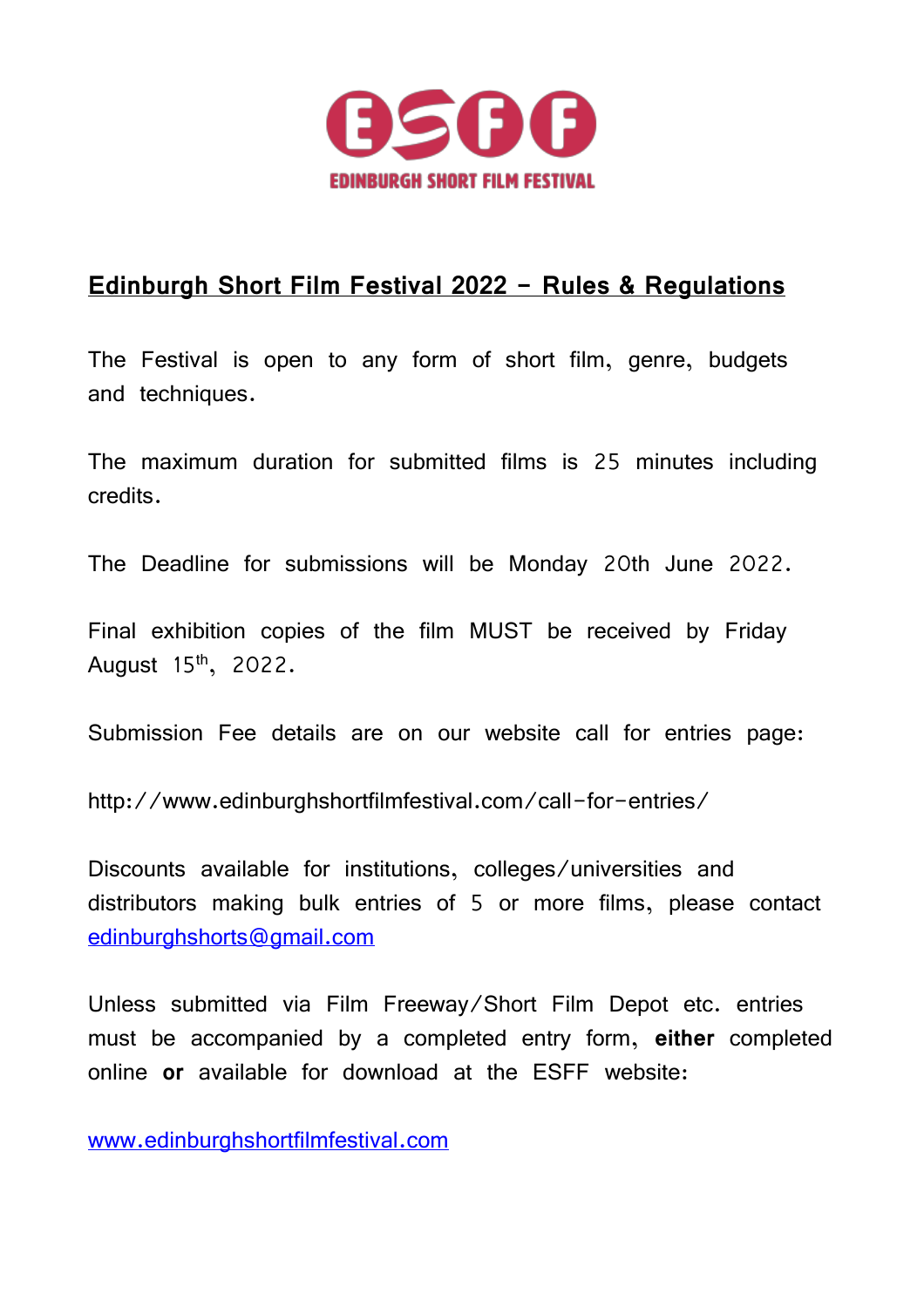ESFF

EDINBURGH SHORT FILM FESTIVAL

# Edinburgh Short Film Festival 2022 – Rules & Regulations

The Festival is open to any form of short film, genre, budgets and techniques.

The maximum duration for submitted films is 25 minutes including credits.

The Deadline for submissions will be Monday 20th June 2022.

Final exhibition copies of the film MUST be received by Friday August 15th, 2022.

Submission Fee details are on our website call for entries page:

http://www.edinburghshortfilmfestival.com/call-for-entries/

Discounts available for institutions, colleges/universities and distributors making bulk entries of 5 or more films, please contact edinburghshorts@gmail.com

Unless submitted via Film Freeway/Short Film Depot etc. entries must be accompanied by a completed entry form, **either** completed online **or** available for download at the ESFF website:

www.edinburghshortfilmfestival.com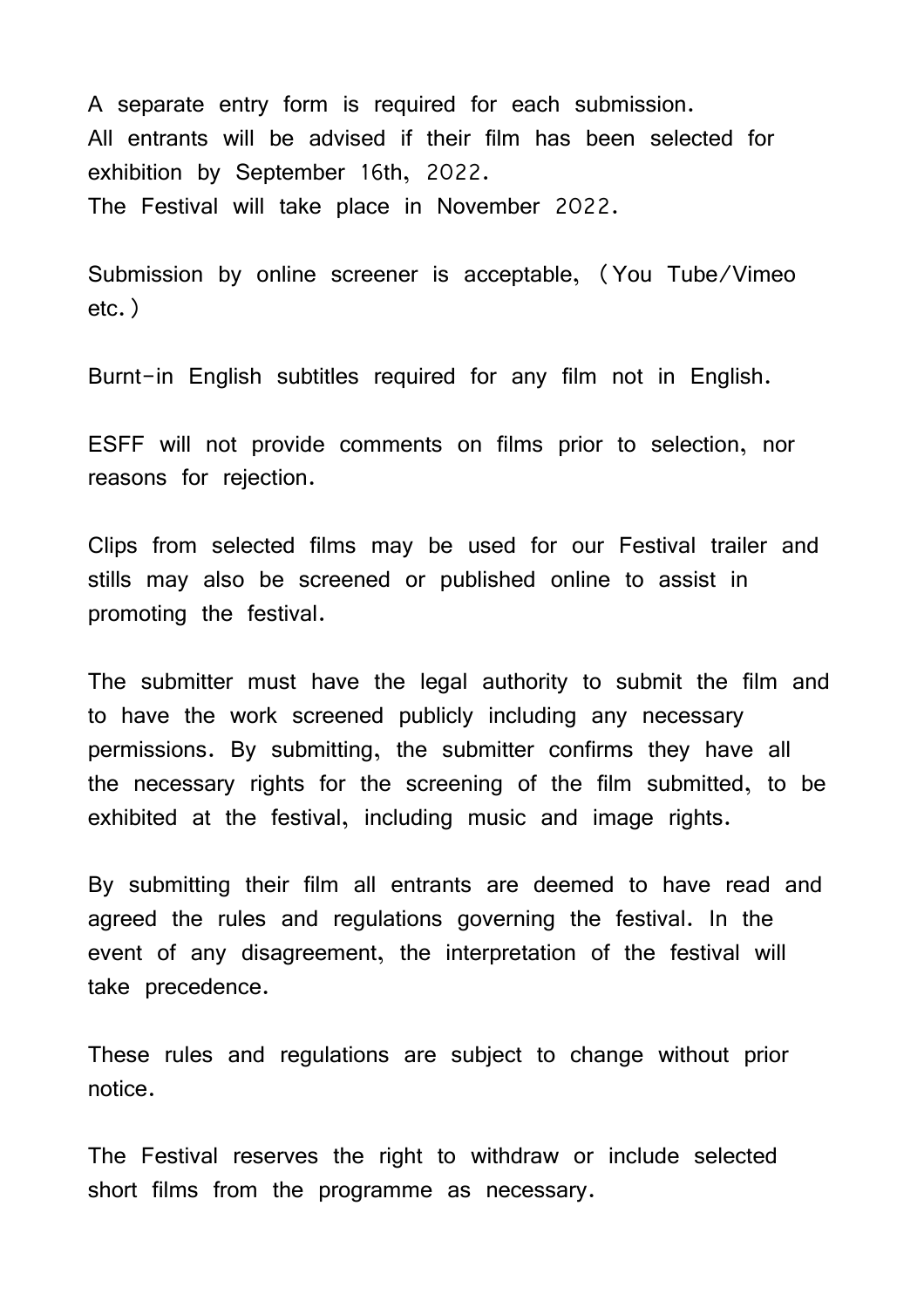A separate entry form is required for each submission.
All entrants will be advised if their film has been selected for exhibition by September 16th, 2022.
The Festival will take place in November 2022.

Submission by online screener is acceptable, (You Tube/Vimeo etc.)

Burnt-in English subtitles required for any film not in English.

ESFF will not provide comments on films prior to selection, nor reasons for rejection.

Clips from selected films may be used for our Festival trailer and stills may also be screened or published online to assist in promoting the festival.

The submitter must have the legal authority to submit the film and to have the work screened publicly including any necessary permissions. By submitting, the submitter confirms they have all the necessary rights for the screening of the film submitted, to be exhibited at the festival, including music and image rights.

By submitting their film all entrants are deemed to have read and agreed the rules and regulations governing the festival. In the event of any disagreement, the interpretation of the festival will take precedence.

These rules and regulations are subject to change without prior notice.

The Festival reserves the right to withdraw or include selected short films from the programme as necessary.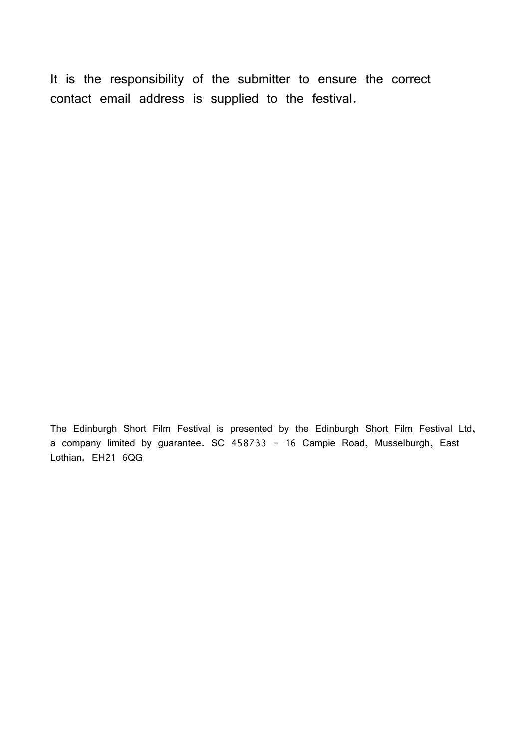It is the responsibility of the submitter to ensure the correct contact email address is supplied to the festival.

The Edinburgh Short Film Festival is presented by the Edinburgh Short Film Festival Ltd, a company limited by guarantee. SC 458733 - 16 Campie Road, Musselburgh, East Lothian, EH21 6QG